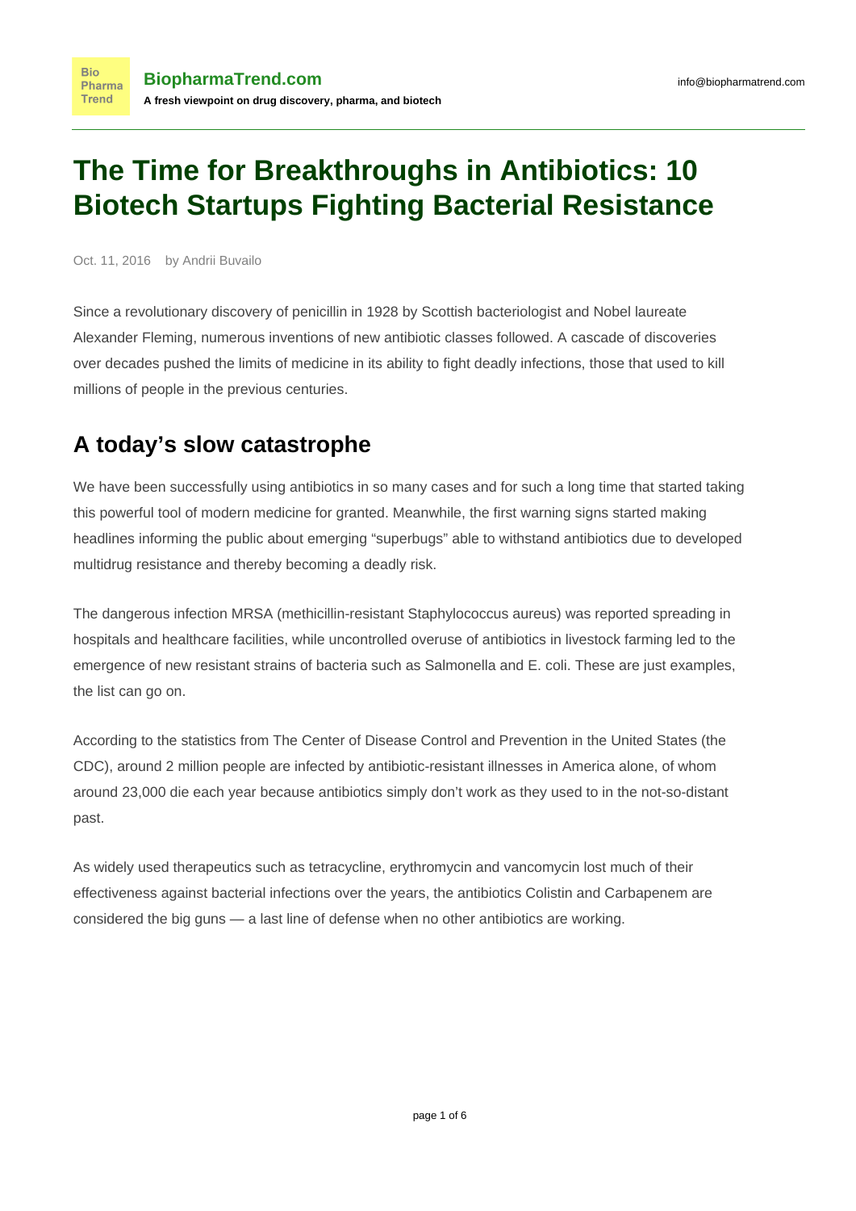# The Time for Breakthroughs in Antibiotics: 10 Biotech Startups Fighting Bacterial Resistance

Oct. 11, 2016 by Andrii Buvailo

Since a revolutionary discovery of penicillin in 1928 by Scottish bacteriologist and Nobel laureate Alexander Fleming, numerous inventions of new antibiotic classes followed. A cascade of discoveries over decades pushed the limits of medicine in its ability to fight deadly infections, those that used to kill millions of people in the previous centuries.

## A today's slow catastrophe

We have been successfully using antibiotics in so many cases and for such a long time that started taking this powerful tool of modern medicine for granted. Meanwhile, the first warning signs started making headlines informing the public about emerging "superbugs" able to withstand antibiotics due to developed multidrug resistance and thereby becoming a deadly risk.

The dangerous infection MRSA (methicillin-resistant Staphylococcus aureus) was reported spreading in hospitals and healthcare facilities, while uncontrolled overuse of antibiotics in livestock farming led to the emergence of new resistant strains of bacteria such as Salmonella and E. coli. These are just examples, the list can go on.

According to the statistics from The Center of Disease Control and Prevention in the United States (the CDC), around 2 million people are infected by antibiotic-resistant illnesses in America alone, of whom around 23,000 die each year because antibiotics simply don't work as they used to in the not-so-distant past.

As widely used therapeutics such as tetracycline, erythromycin and vancomycin lost much of their effectiveness against bacterial infections over the years, the antibiotics Colistin and Carbapenem are considered the big guns — a last line of defense when no other antibiotics are working.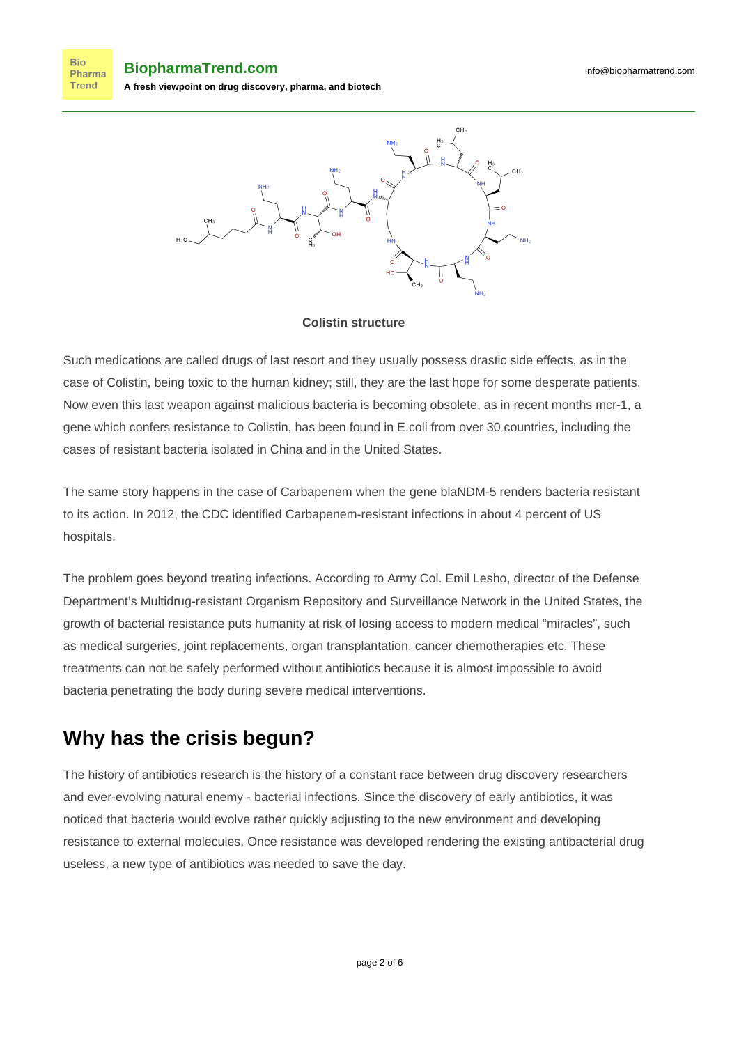Colistin structure

Such medications are called drugs of last resort and they usually possess drastic side effects, as in the case of Colistin, being toxic to the human kidney; still, they are the last hope for some desperate patients. Now even this last weapon against malicious bacteria is becoming obsolete, as in recent months mcr-1, a gene which confers resistance to Colistin, has been found in E.coli from over 30 countries, including the cases of resistant bacteria isolated in China and in the United States.

The same story happens in the case of Carbapenem when the gene blaNDM-5 renders bacteria resistant to its action. In 2012, the CDC identified Carbapenem-resistant infections in about 4 percent of US hospitals.

The problem goes beyond treating infections. According to Army Col. Emil Lesho, director of the Defense Department's Multidrug-resistant Organism Repository and Surveillance Network in the United States, the growth of bacterial resistance puts humanity at risk of losing access to modern medical "miracles", such as medical surgeries, joint replacements, organ transplantation, cancer chemotherapies etc. These treatments can not be safely performed without antibiotics because it is almost impossible to avoid bacteria penetrating the body during severe medical interventions.

## Why has the crisis begun?

The history of antibiotics research is the history of a constant race between drug discovery researchers and ever-evolving natural enemy - bacterial infections. Since the discovery of early antibiotics, it was noticed that bacteria would evolve rather quickly adjusting to the new environment and developing resistance to external molecules. Once resistance was developed rendering the existing antibacterial drug useless, a new type of antibiotics was needed to save the day.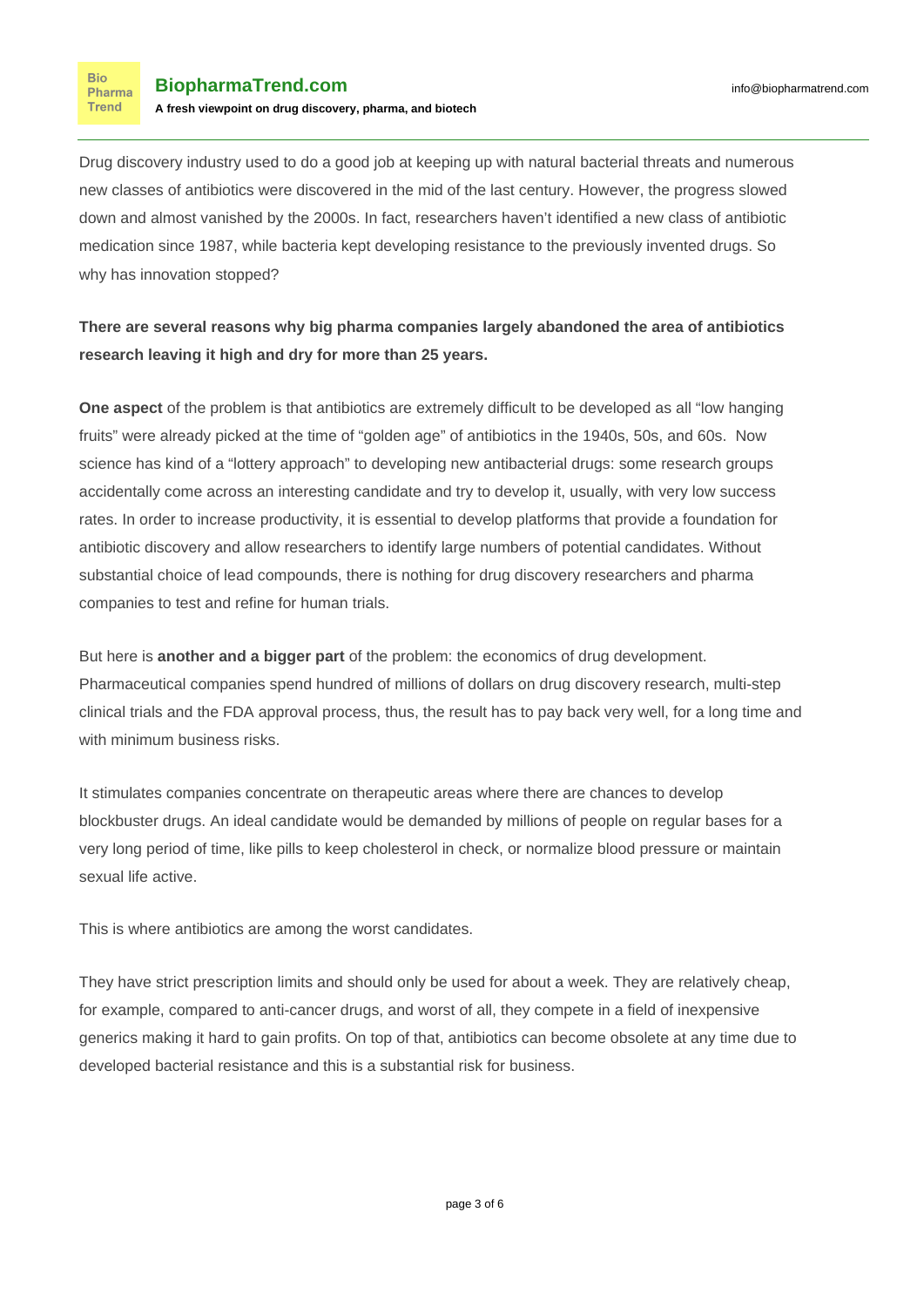Drug discovery industry used to do a good job at keeping up with natural bacterial threats and numerous new classes of antibiotics were discovered in the mid of the last century. However, the progress slowed down and almost vanished by the 2000s. In fact, researchers haven't identified a new class of antibiotic medication since 1987, while bacteria kept developing resistance to the previously invented drugs. So why has innovation stopped?

**There are several reasons why big pharma companies largely abandoned the area of antibiotics research leaving it high and dry for more than 25 years.**

**One aspect** of the problem is that antibiotics are extremely difficult to be developed as all "low hanging fruits" were already picked at the time of "golden age" of antibiotics in the 1940s, 50s, and 60s. Now science has kind of a "lottery approach" to developing new antibacterial drugs: some research groups accidentally come across an interesting candidate and try to develop it, usually, with very low success rates. In order to increase productivity, it is essential to develop platforms that provide a foundation for antibiotic discovery and allow researchers to identify large numbers of potential candidates. Without substantial choice of lead compounds, there is nothing for drug discovery researchers and pharma companies to test and refine for human trials.

But here is **another and a bigger part** of the problem: the economics of drug development. Pharmaceutical companies spend hundred of millions of dollars on drug discovery research, multi-step clinical trials and the FDA approval process, thus, the result has to pay back very well, for a long time and with minimum business risks.

It stimulates companies concentrate on therapeutic areas where there are chances to develop blockbuster drugs. An ideal candidate would be demanded by millions of people on regular bases for a very long period of time, like pills to keep cholesterol in check, or normalize blood pressure or maintain sexual life active.

This is where antibiotics are among the worst candidates.

They have strict prescription limits and should only be used for about a week. They are relatively cheap, for example, compared to anti-cancer drugs, and worst of all, they compete in a field of inexpensive generics making it hard to gain profits. On top of that, antibiotics can become obsolete at any time due to developed bacterial resistance and this is a substantial risk for business.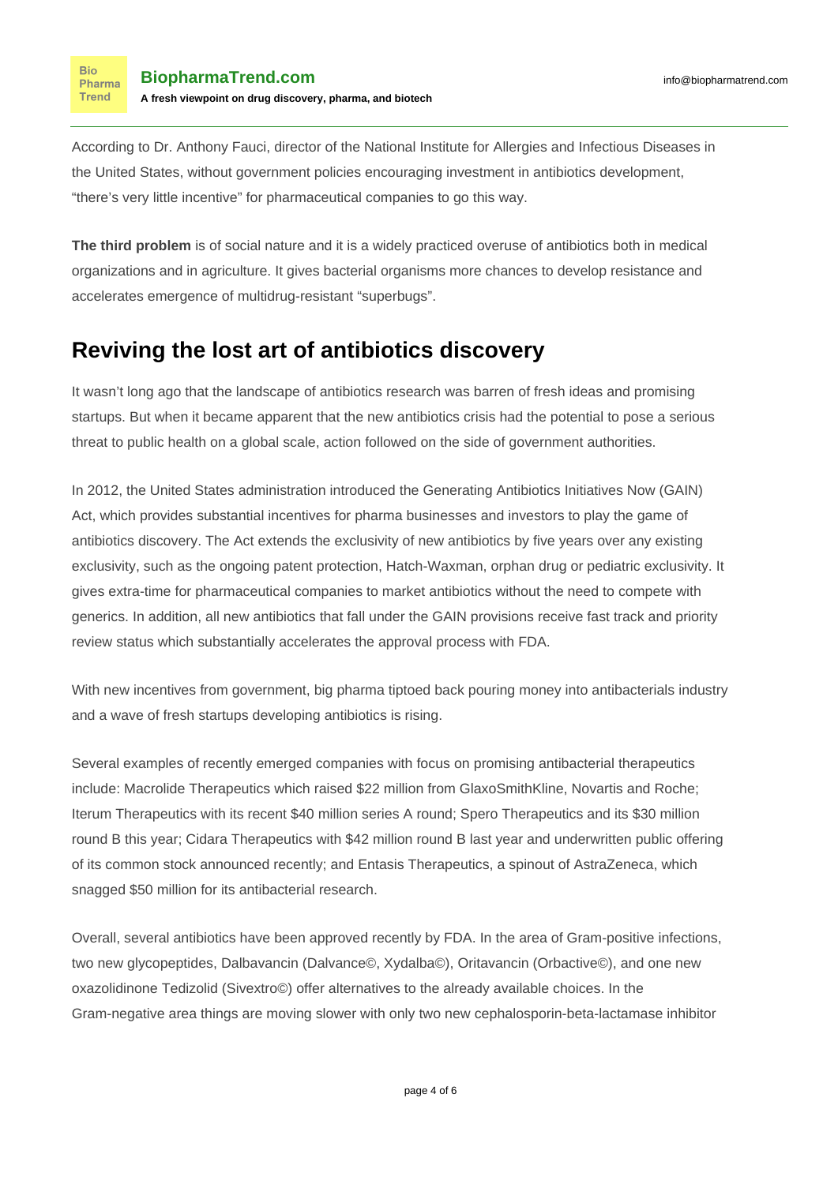According to Dr. Anthony Fauci, director of the National Institute for Allergies and Infectious Diseases in the United States, without government policies encouraging investment in antibiotics development, “there’s very little incentive” for pharmaceutical companies to go this way.

**The third problem** is of social nature and it is a widely practiced overuse of antibiotics both in medical organizations and in agriculture. It gives bacterial organisms more chances to develop resistance and accelerates emergence of multidrug-resistant “superbugs”.

## Reviving the lost art of antibiotics discovery

It wasn’t long ago that the landscape of antibiotics research was barren of fresh ideas and promising startups. But when it became apparent that the new antibiotics crisis had the potential to pose a serious threat to public health on a global scale, action followed on the side of government authorities.

In 2012, the United States administration introduced the Generating Antibiotics Initiatives Now (GAIN) Act, which provides substantial incentives for pharma businesses and investors to play the game of antibiotics discovery. The Act extends the exclusivity of new antibiotics by five years over any existing exclusivity, such as the ongoing patent protection, Hatch-Waxman, orphan drug or pediatric exclusivity. It gives extra-time for pharmaceutical companies to market antibiotics without the need to compete with generics. In addition, all new antibiotics that fall under the GAIN provisions receive fast track and priority review status which substantially accelerates the approval process with FDA.

With new incentives from government, big pharma tiptoed back pouring money into antibacterials industry and a wave of fresh startups developing antibiotics is rising.

Several examples of recently emerged companies with focus on promising antibacterial therapeutics include: Macrolide Therapeutics which raised $22 million from GlaxoSmithKline, Novartis and Roche; Iterum Therapeutics with its recent $40 million series A round; Spero Therapeutics and its $30 million round B this year; Cidara Therapeutics with $42 million round B last year and underwritten public offering of its common stock announced recently; and Entasis Therapeutics, a spinout of AstraZeneca, which snagged $50 million for its antibacterial research.

Overall, several antibiotics have been approved recently by FDA. In the area of Gram-positive infections, two new glycopeptides, Dalbavancin (Dalvance©, Xydalba©), Oritavancin (Orbactive©), and one new oxazolidinone Tedizolid (Sivextro©) offer alternatives to the already available choices. In the Gram-negative area things are moving slower with only two new cephalosporin-beta-lactamase inhibitor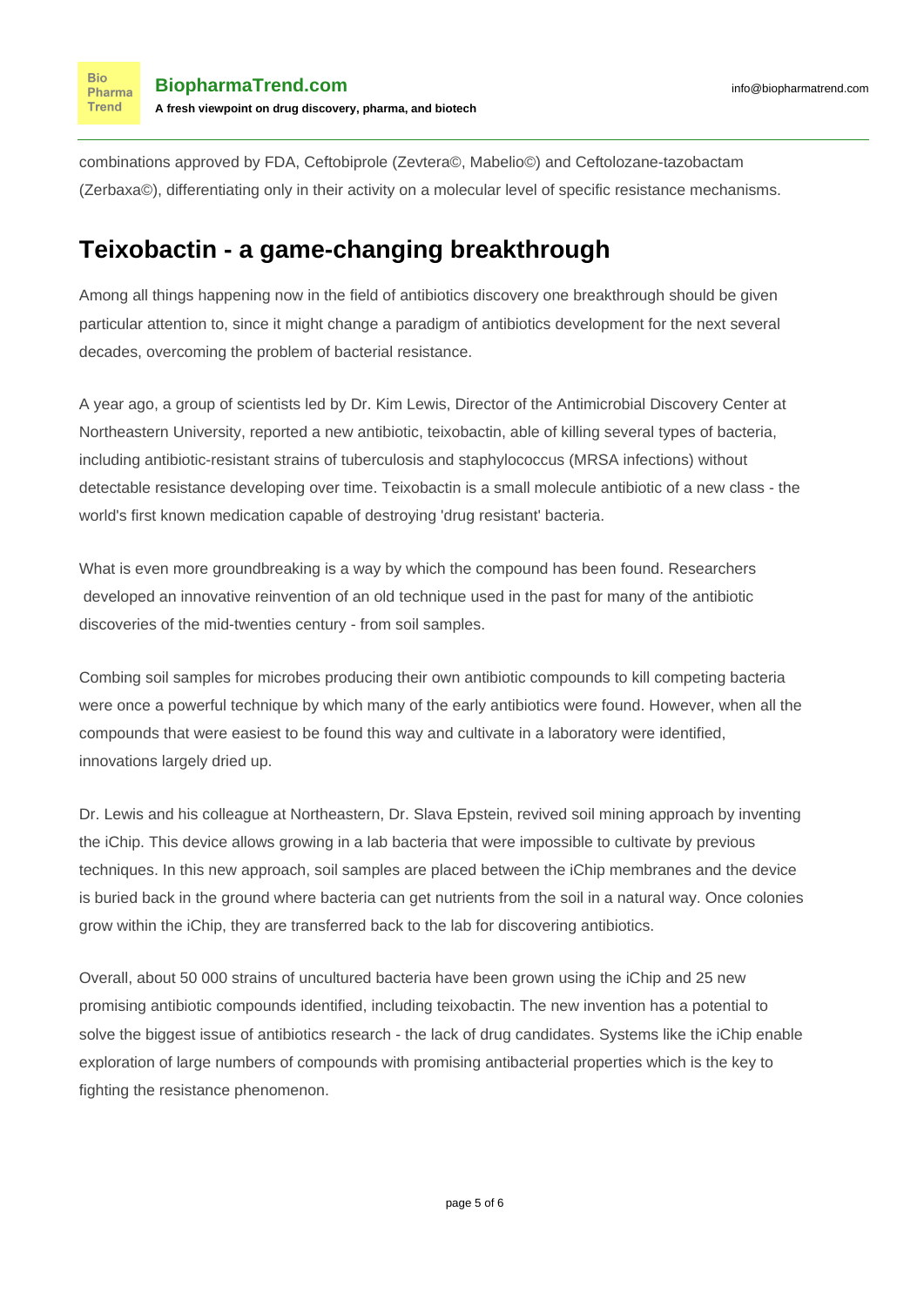combinations approved by FDA, Ceftobiprole (Zevtera©, Mabelio©) and Ceftolozane-tazobactam (Zerbaxa©), differentiating only in their activity on a molecular level of specific resistance mechanisms.

## Teixobactin - a game-changing breakthrough

Among all things happening now in the field of antibiotics discovery one breakthrough should be given particular attention to, since it might change a paradigm of antibiotics development for the next several decades, overcoming the problem of bacterial resistance.

A year ago, a group of scientists led by Dr. Kim Lewis, Director of the Antimicrobial Discovery Center at Northeastern University, reported a new antibiotic, teixobactin, able of killing several types of bacteria, including antibiotic-resistant strains of tuberculosis and staphylococcus (MRSA infections) without detectable resistance developing over time. Teixobactin is a small molecule antibiotic of a new class - the world's first known medication capable of destroying 'drug resistant' bacteria.

What is even more groundbreaking is a way by which the compound has been found. Researchers developed an innovative reinvention of an old technique used in the past for many of the antibiotic discoveries of the mid-twenties century - from soil samples.

Combing soil samples for microbes producing their own antibiotic compounds to kill competing bacteria were once a powerful technique by which many of the early antibiotics were found. However, when all the compounds that were easiest to be found this way and cultivate in a laboratory were identified, innovations largely dried up.

Dr. Lewis and his colleague at Northeastern, Dr. Slava Epstein, revived soil mining approach by inventing the iChip. This device allows growing in a lab bacteria that were impossible to cultivate by previous techniques. In this new approach, soil samples are placed between the iChip membranes and the device is buried back in the ground where bacteria can get nutrients from the soil in a natural way. Once colonies grow within the iChip, they are transferred back to the lab for discovering antibiotics.

Overall, about 50 000 strains of uncultured bacteria have been grown using the iChip and 25 new promising antibiotic compounds identified, including teixobactin. The new invention has a potential to solve the biggest issue of antibiotics research - the lack of drug candidates. Systems like the iChip enable exploration of large numbers of compounds with promising antibacterial properties which is the key to fighting the resistance phenomenon.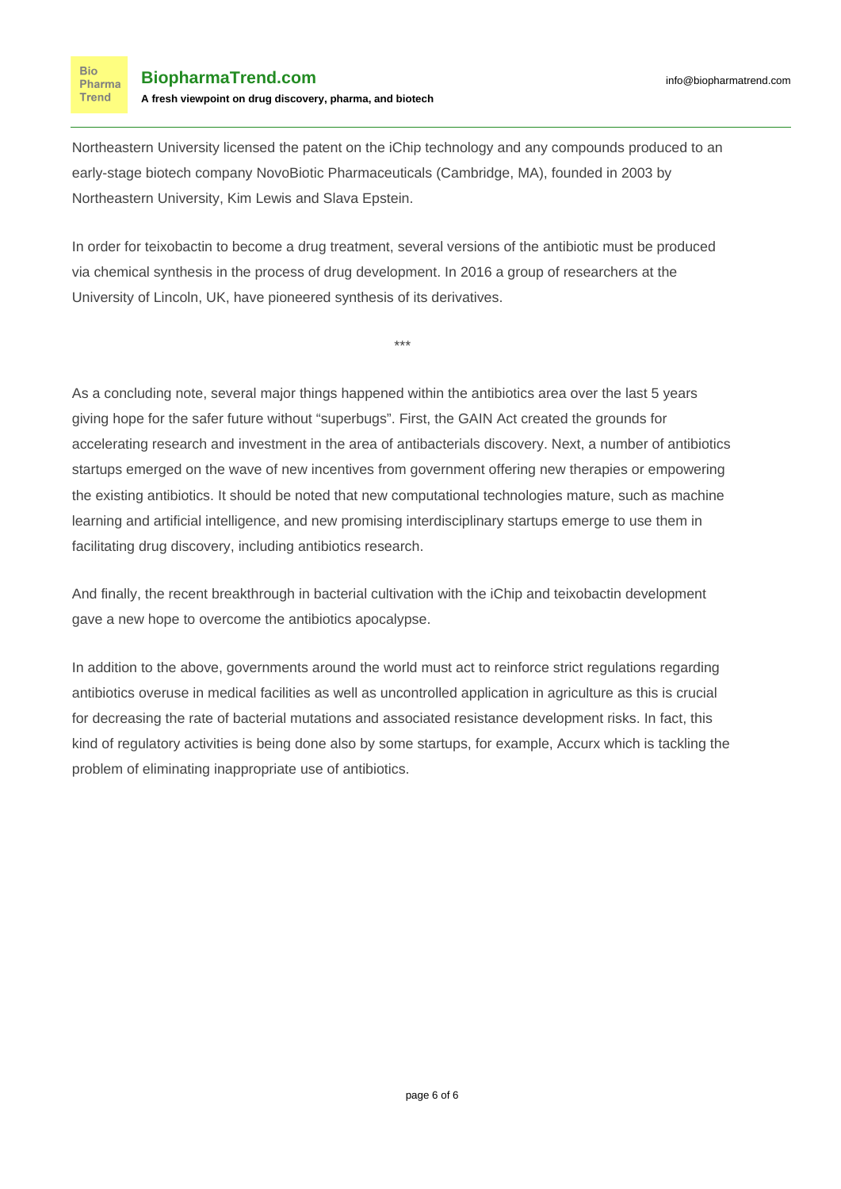Northeastern University licensed the patent on the iChip technology and any compounds produced to an early-stage biotech company NovoBiotic Pharmaceuticals (Cambridge, MA), founded in 2003 by Northeastern University, Kim Lewis and Slava Epstein.

In order for teixobactin to become a drug treatment, several versions of the antibiotic must be produced via chemical synthesis in the process of drug development. In 2016 a group of researchers at the University of Lincoln, UK, have pioneered synthesis of its derivatives.

***

As a concluding note, several major things happened within the antibiotics area over the last 5 years giving hope for the safer future without "superbugs". First, the GAIN Act created the grounds for accelerating research and investment in the area of antibacterials discovery. Next, a number of antibiotics startups emerged on the wave of new incentives from government offering new therapies or empowering the existing antibiotics. It should be noted that new computational technologies mature, such as machine learning and artificial intelligence, and new promising interdisciplinary startups emerge to use them in facilitating drug discovery, including antibiotics research.

And finally, the recent breakthrough in bacterial cultivation with the iChip and teixobactin development gave a new hope to overcome the antibiotics apocalypse.

In addition to the above, governments around the world must act to reinforce strict regulations regarding antibiotics overuse in medical facilities as well as uncontrolled application in agriculture as this is crucial for decreasing the rate of bacterial mutations and associated resistance development risks. In fact, this kind of regulatory activities is being done also by some startups, for example, Accurx which is tackling the problem of eliminating inappropriate use of antibiotics.